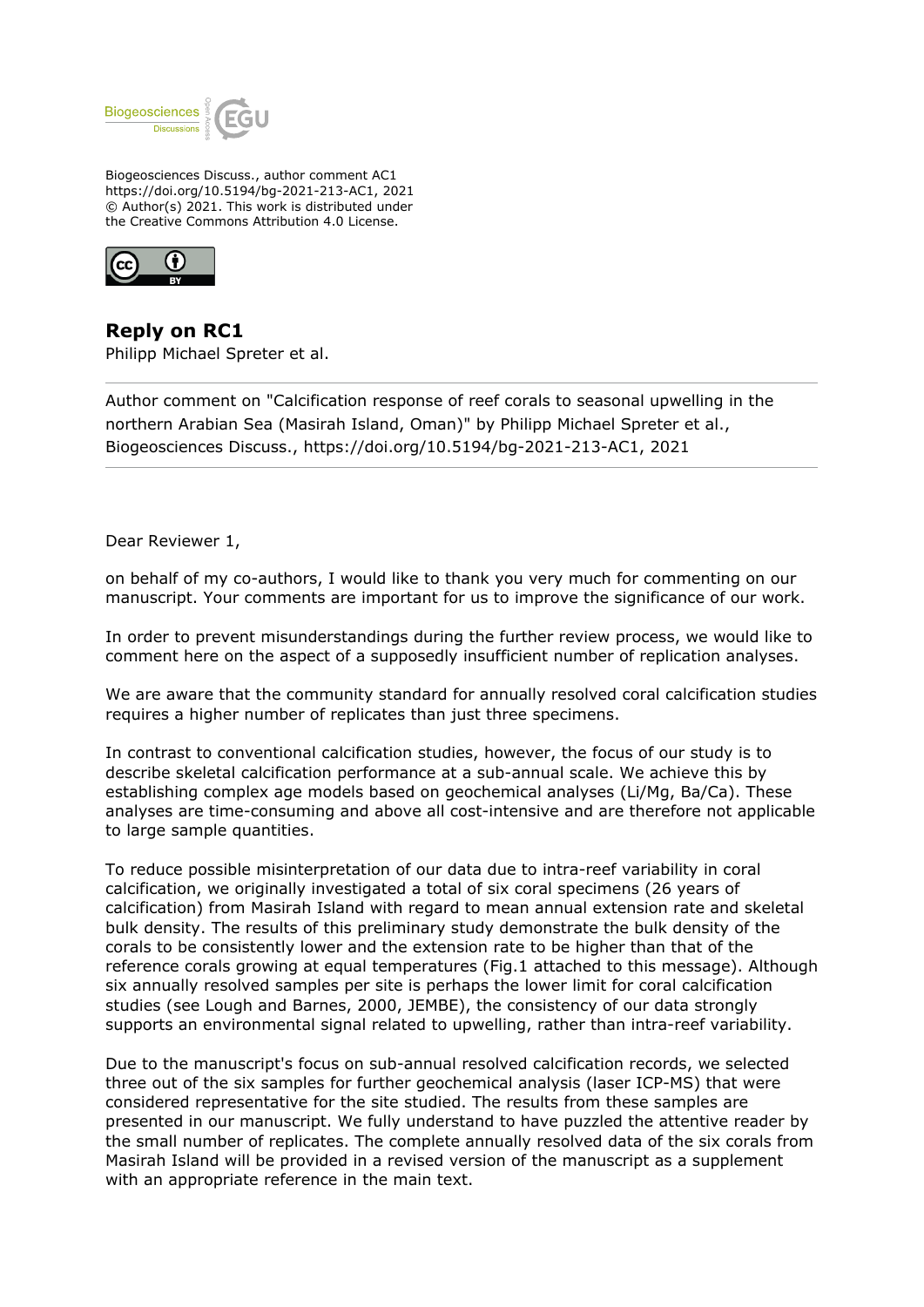Biogeosciences Discuss., author comment AC1
https://doi.org/10.5194/bg-2021-213-AC1, 2021
© Author(s) 2021. This work is distributed under
the Creative Commons Attribution 4.0 License.

## Reply on RC1

Philipp Michael Spreter et al.

---

Author comment on "Calcification response of reef corals to seasonal upwelling in the northern Arabian Sea (Masirah Island, Oman)" by Philipp Michael Spreter et al., Biogeosciences Discuss., https://doi.org/10.5194/bg-2021-213-AC1, 2021

---

Dear Reviewer 1,

on behalf of my co-authors, I would like to thank you very much for commenting on our manuscript. Your comments are important for us to improve the significance of our work.

In order to prevent misunderstandings during the further review process, we would like to comment here on the aspect of a supposedly insufficient number of replication analyses.

We are aware that the community standard for annually resolved coral calcification studies requires a higher number of replicates than just three specimens.

In contrast to conventional calcification studies, however, the focus of our study is to describe skeletal calcification performance at a sub-annual scale. We achieve this by establishing complex age models based on geochemical analyses (Li/Mg, Ba/Ca). These analyses are time-consuming and above all cost-intensive and are therefore not applicable to large sample quantities.

To reduce possible misinterpretation of our data due to intra-reef variability in coral calcification, we originally investigated a total of six coral specimens (26 years of calcification) from Masirah Island with regard to mean annual extension rate and skeletal bulk density. The results of this preliminary study demonstrate the bulk density of the corals to be consistently lower and the extension rate to be higher than that of the reference corals growing at equal temperatures (Fig.1 attached to this message). Although six annually resolved samples per site is perhaps the lower limit for coral calcification studies (see Lough and Barnes, 2000, JEMBE), the consistency of our data strongly supports an environmental signal related to upwelling, rather than intra-reef variability.

Due to the manuscript's focus on sub-annual resolved calcification records, we selected three out of the six samples for further geochemical analysis (laser ICP-MS) that were considered representative for the site studied. The results from these samples are presented in our manuscript. We fully understand to have puzzled the attentive reader by the small number of replicates. The complete annually resolved data of the six corals from Masirah Island will be provided in a revised version of the manuscript as a supplement with an appropriate reference in the main text.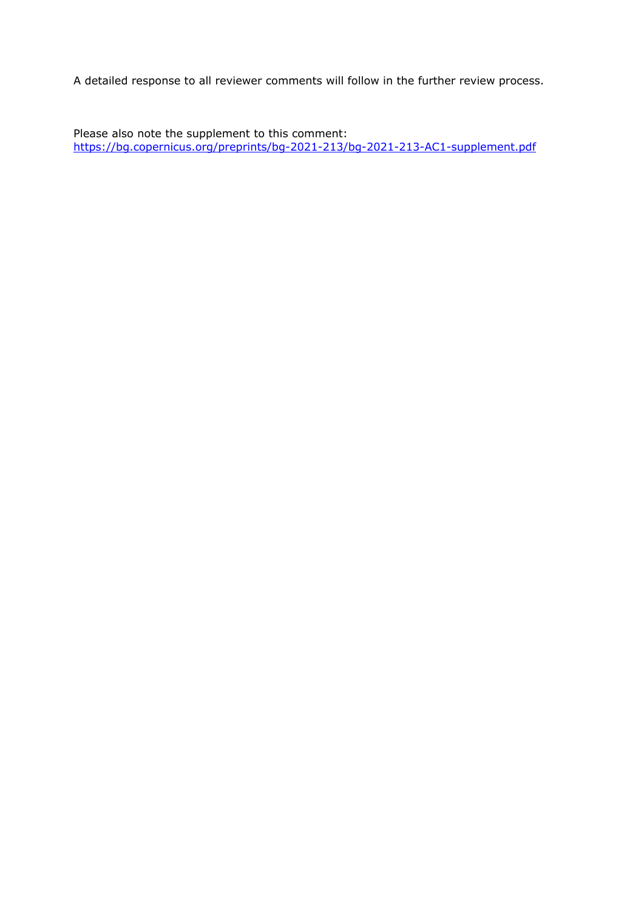A detailed response to all reviewer comments will follow in the further review process.

Please also note the supplement to this comment:
https://bg.copernicus.org/preprints/bg-2021-213/bg-2021-213-AC1-supplement.pdf